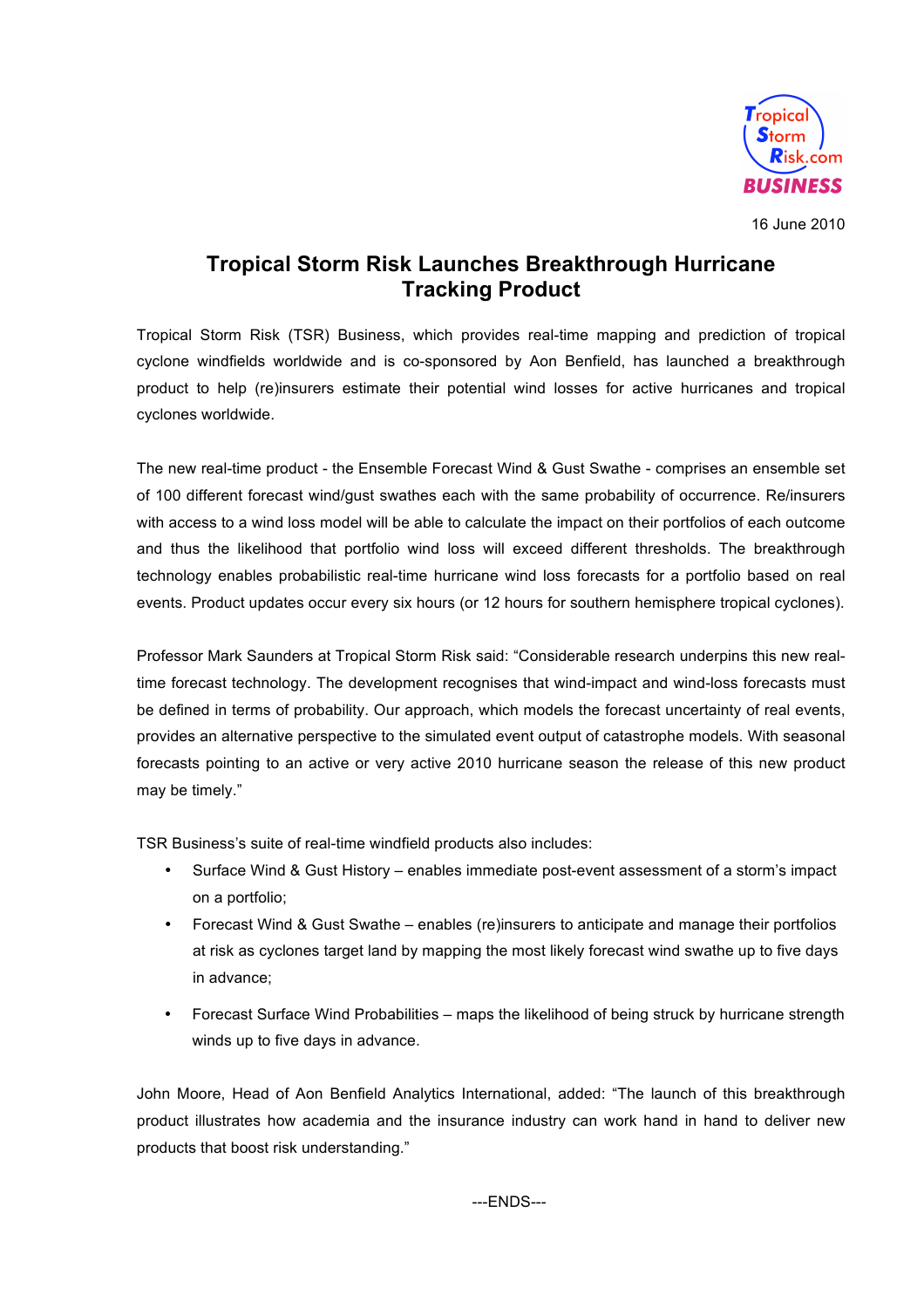Tropical Storm Risk.com BUSINESS

16 June 2010

# Tropical Storm Risk Launches Breakthrough Hurricane Tracking Product

Tropical Storm Risk (TSR) Business, which provides real-time mapping and prediction of tropical cyclone windfields worldwide and is co-sponsored by Aon Benfield, has launched a breakthrough product to help (re)insurers estimate their potential wind losses for active hurricanes and tropical cyclones worldwide.

The new real-time product - the Ensemble Forecast Wind & Gust Swathe - comprises an ensemble set of 100 different forecast wind/gust swathes each with the same probability of occurrence. Re/insurers with access to a wind loss model will be able to calculate the impact on their portfolios of each outcome and thus the likelihood that portfolio wind loss will exceed different thresholds. The breakthrough technology enables probabilistic real-time hurricane wind loss forecasts for a portfolio based on real events. Product updates occur every six hours (or 12 hours for southern hemisphere tropical cyclones).

Professor Mark Saunders at Tropical Storm Risk said: "Considerable research underpins this new real-time forecast technology. The development recognises that wind-impact and wind-loss forecasts must be defined in terms of probability. Our approach, which models the forecast uncertainty of real events, provides an alternative perspective to the simulated event output of catastrophe models. With seasonal forecasts pointing to an active or very active 2010 hurricane season the release of this new product may be timely."

TSR Business's suite of real-time windfield products also includes:

- Surface Wind & Gust History – enables immediate post-event assessment of a storm's impact on a portfolio;
- Forecast Wind & Gust Swathe – enables (re)insurers to anticipate and manage their portfolios at risk as cyclones target land by mapping the most likely forecast wind swathe up to five days in advance;
- Forecast Surface Wind Probabilities – maps the likelihood of being struck by hurricane strength winds up to five days in advance.

John Moore, Head of Aon Benfield Analytics International, added: "The launch of this breakthrough product illustrates how academia and the insurance industry can work hand in hand to deliver new products that boost risk understanding."

---ENDS---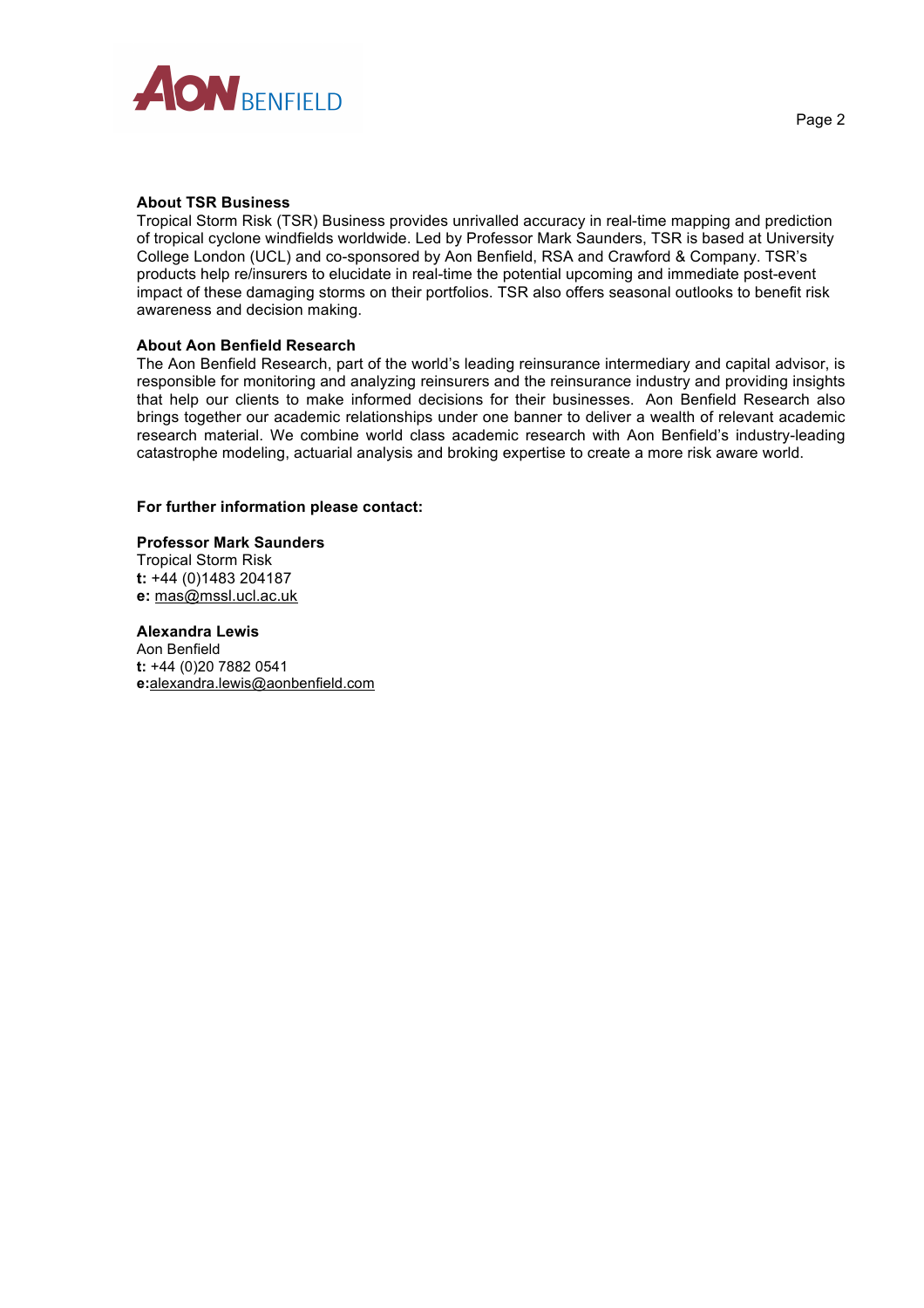**About TSR Business**
Tropical Storm Risk (TSR) Business provides unrivalled accuracy in real-time mapping and prediction of tropical cyclone windfields worldwide. Led by Professor Mark Saunders, TSR is based at University College London (UCL) and co-sponsored by Aon Benfield, RSA and Crawford & Company. TSR's products help re/insurers to elucidate in real-time the potential upcoming and immediate post-event impact of these damaging storms on their portfolios. TSR also offers seasonal outlooks to benefit risk awareness and decision making.

**About Aon Benfield Research**
The Aon Benfield Research, part of the world's leading reinsurance intermediary and capital advisor, is responsible for monitoring and analyzing reinsurers and the reinsurance industry and providing insights that help our clients to make informed decisions for their businesses. Aon Benfield Research also brings together our academic relationships under one banner to deliver a wealth of relevant academic research material. We combine world class academic research with Aon Benfield's industry-leading catastrophe modeling, actuarial analysis and broking expertise to create a more risk aware world.

**For further information please contact:**

**Professor Mark Saunders**
Tropical Storm Risk
**t:** +44 (0)1483 204187
**e:** mas@mssl.ucl.ac.uk

**Alexandra Lewis**
Aon Benfield
**t:** +44 (0)20 7882 0541
**e:**alexandra.lewis@aonbenfield.com